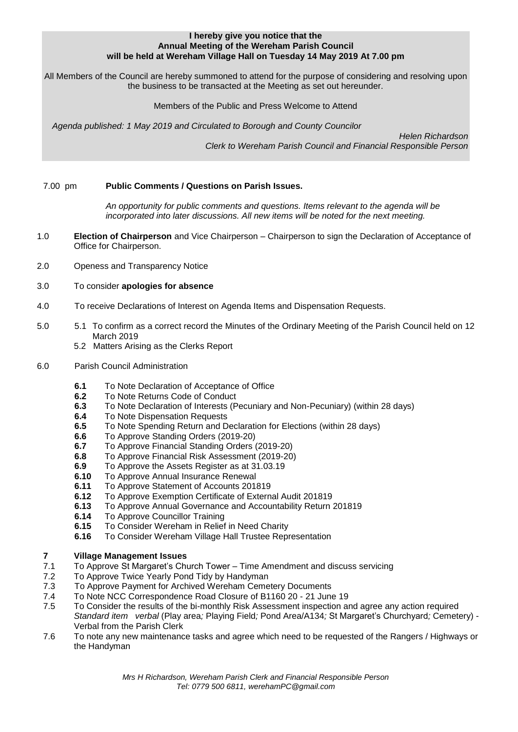**I hereby give you notice that the Annual Meeting of the Wereham Parish Council will be held at Wereham Village Hall on Tuesday 14 May 2019 At 7.00 pm**

All Members of the Council are hereby summoned to attend for the purpose of considering and resolving upon the business to be transacted at the Meeting as set out hereunder.

Members of the Public and Press Welcome to Attend

*Agenda published: 1 May 2019 and Circulated to Borough and County Councilor*

*Helen Richardson*
*Clerk to Wereham Parish Council and Financial Responsible Person*

7.00 pm **Public Comments / Questions on Parish Issues.**

*An opportunity for public comments and questions. Items relevant to the agenda will be incorporated into later discussions. All new items will be noted for the next meeting.*

1.0 **Election of Chairperson** and Vice Chairperson – Chairperson to sign the Declaration of Acceptance of Office for Chairperson.

2.0 Openess and Transparency Notice

3.0 To consider **apologies for absence**

4.0 To receive Declarations of Interest on Agenda Items and Dispensation Requests.

5.0 5.1 To confirm as a correct record the Minutes of the Ordinary Meeting of the Parish Council held on 12 March 2019
5.2 Matters Arising as the Clerks Report

6.0 Parish Council Administration

- **6.1** To Note Declaration of Acceptance of Office
- **6.2** To Note Returns Code of Conduct
- **6.3** To Note Declaration of Interests (Pecuniary and Non-Pecuniary) (within 28 days)
- **6.4** To Note Dispensation Requests
- **6.5** To Note Spending Return and Declaration for Elections (within 28 days)
- **6.6** To Approve Standing Orders (2019-20)
- **6.7** To Approve Financial Standing Orders (2019-20)
- **6.8** To Approve Financial Risk Assessment (2019-20)
- **6.9** To Approve the Assets Register as at 31.03.19
- **6.10** To Approve Annual Insurance Renewal
- **6.11** To Approve Statement of Accounts 201819
- **6.12** To Approve Exemption Certificate of External Audit 201819
- **6.13** To Approve Annual Governance and Accountability Return 201819
- **6.14** To Approve Councillor Training
- **6.15** To Consider Wereham in Relief in Need Charity
- **6.16** To Consider Wereham Village Hall Trustee Representation

**7 Village Management Issues**

- 7.1 To Approve St Margaret's Church Tower – Time Amendment and discuss servicing
- 7.2 To Approve Twice Yearly Pond Tidy by Handyman
- 7.3 To Approve Payment for Archived Wereham Cemetery Documents
- 7.4 To Note NCC Correspondence Road Closure of B1160 20 - 21 June 19
- 7.5 To Consider the results of the bi-monthly Risk Assessment inspection and agree any action required *Standard item verbal* (Play area*;* Playing Field*;* Pond Area/A134*;* St Margaret's Churchyard*;* Cemetery) - Verbal from the Parish Clerk
- 7.6 To note any new maintenance tasks and agree which need to be requested of the Rangers / Highways or the Handyman

*Mrs H Richardson, Wereham Parish Clerk and Financial Responsible Person*
*Tel: 0779 500 6811, werehamPC@gmail.com*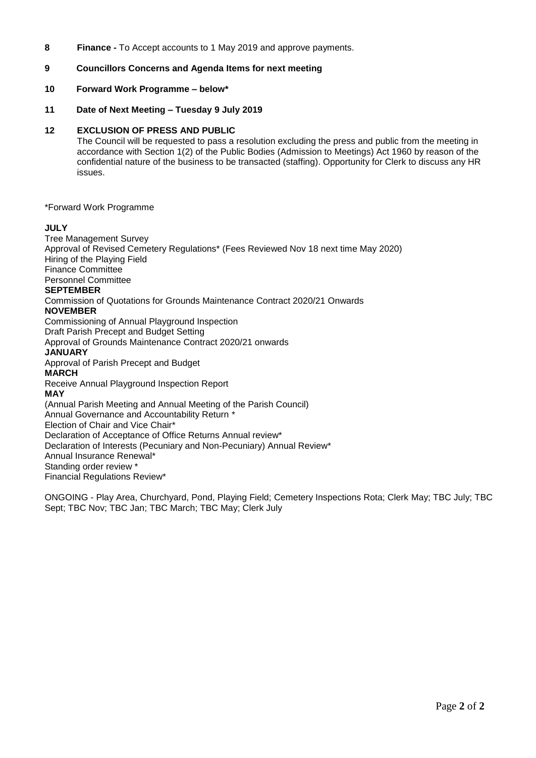**8 Finance -** To Accept accounts to 1 May 2019 and approve payments.

**9 Councillors Concerns and Agenda Items for next meeting**

**10 Forward Work Programme – below***

**11 Date of Next Meeting – Tuesday 9 July 2019**

**12 EXCLUSION OF PRESS AND PUBLIC**

The Council will be requested to pass a resolution excluding the press and public from the meeting in accordance with Section 1(2) of the Public Bodies (Admission to Meetings) Act 1960 by reason of the confidential nature of the business to be transacted (staffing). Opportunity for Clerk to discuss any HR issues.

*Forward Work Programme

**JULY**

Tree Management Survey
Approval of Revised Cemetery Regulations* (Fees Reviewed Nov 18 next time May 2020)
Hiring of the Playing Field
Finance Committee
Personnel Committee

**SEPTEMBER**

Commission of Quotations for Grounds Maintenance Contract 2020/21 Onwards

**NOVEMBER**

Commissioning of Annual Playground Inspection
Draft Parish Precept and Budget Setting
Approval of Grounds Maintenance Contract 2020/21 onwards

**JANUARY**

Approval of Parish Precept and Budget

**MARCH**

Receive Annual Playground Inspection Report

**MAY**

(Annual Parish Meeting and Annual Meeting of the Parish Council)
Annual Governance and Accountability Return *
Election of Chair and Vice Chair*
Declaration of Acceptance of Office Returns Annual review*
Declaration of Interests (Pecuniary and Non-Pecuniary) Annual Review*
Annual Insurance Renewal*
Standing order review *
Financial Regulations Review*

ONGOING - Play Area, Churchyard, Pond, Playing Field; Cemetery Inspections Rota; Clerk May; TBC July; TBC Sept; TBC Nov; TBC Jan; TBC March; TBC May; Clerk July